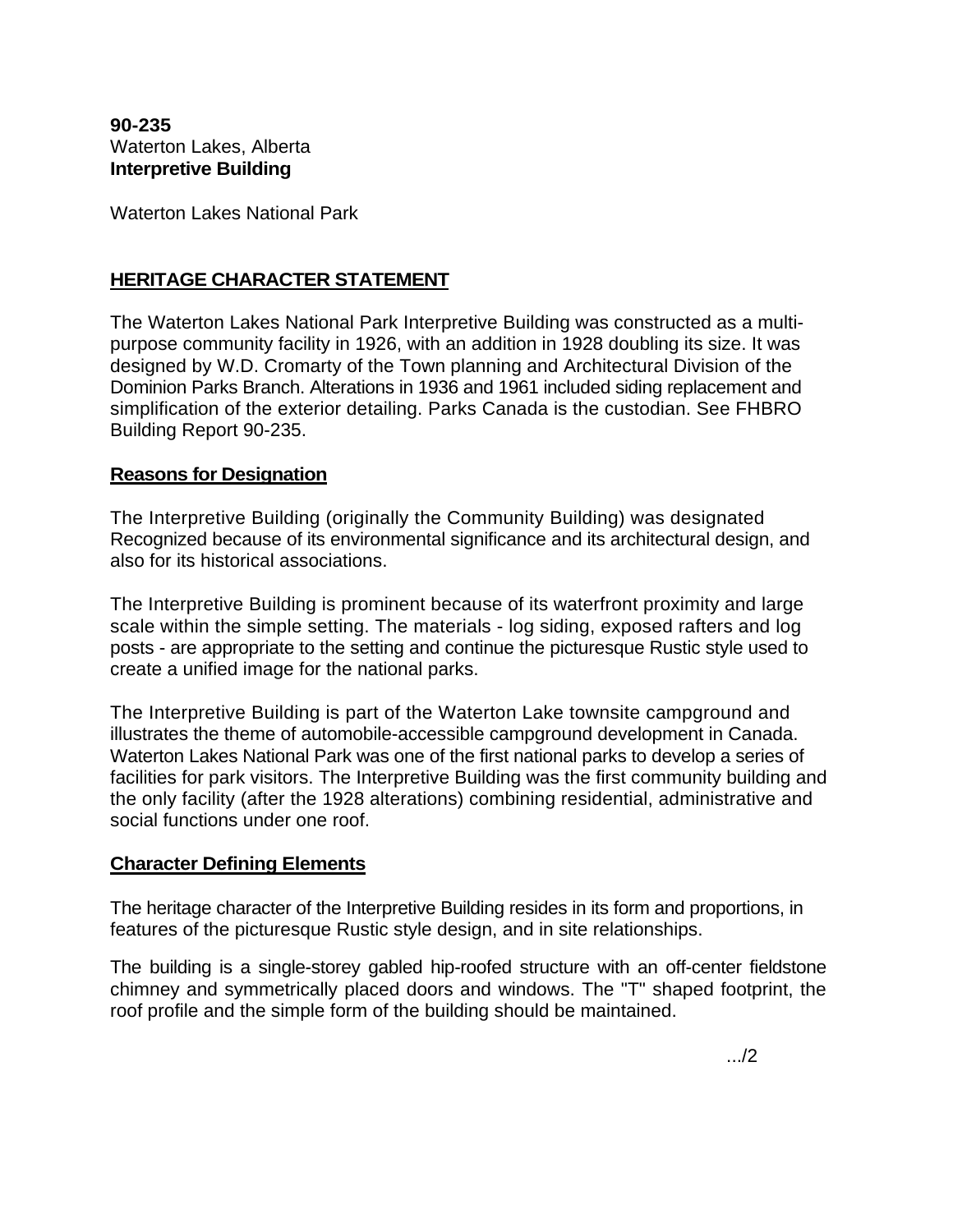**90-235**
Waterton Lakes, Alberta
**Interpretive Building**

Waterton Lakes National Park

## HERITAGE CHARACTER STATEMENT

The Waterton Lakes National Park Interpretive Building was constructed as a multi-purpose community facility in 1926, with an addition in 1928 doubling its size. It was designed by W.D. Cromarty of the Town planning and Architectural Division of the Dominion Parks Branch. Alterations in 1936 and 1961 included siding replacement and simplification of the exterior detailing. Parks Canada is the custodian. See FHBRO Building Report 90-235.

### Reasons for Designation

The Interpretive Building (originally the Community Building) was designated Recognized because of its environmental significance and its architectural design, and also for its historical associations.

The Interpretive Building is prominent because of its waterfront proximity and large scale within the simple setting. The materials - log siding, exposed rafters and log posts - are appropriate to the setting and continue the picturesque Rustic style used to create a unified image for the national parks.

The Interpretive Building is part of the Waterton Lake townsite campground and illustrates the theme of automobile-accessible campground development in Canada. Waterton Lakes National Park was one of the first national parks to develop a series of facilities for park visitors. The Interpretive Building was the first community building and the only facility (after the 1928 alterations) combining residential, administrative and social functions under one roof.

### Character Defining Elements

The heritage character of the Interpretive Building resides in its form and proportions, in features of the picturesque Rustic style design, and in site relationships.

The building is a single-storey gabled hip-roofed structure with an off-center fieldstone chimney and symmetrically placed doors and windows. The "T" shaped footprint, the roof profile and the simple form of the building should be maintained.

.../2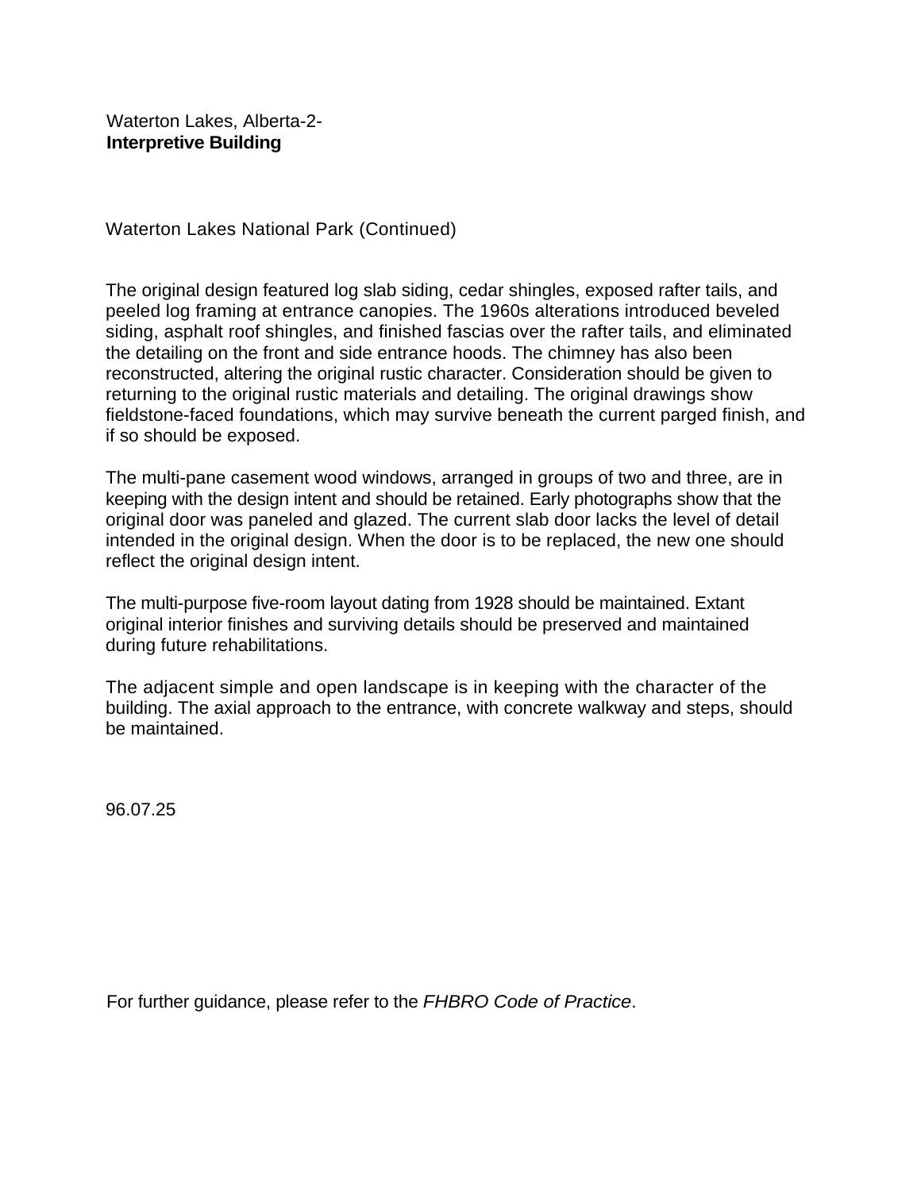Waterton Lakes, Alberta-2-
**Interpretive Building**

Waterton Lakes National Park (Continued)

The original design featured log slab siding, cedar shingles, exposed rafter tails, and peeled log framing at entrance canopies. The 1960s alterations introduced beveled siding, asphalt roof shingles, and finished fascias over the rafter tails, and eliminated the detailing on the front and side entrance hoods. The chimney has also been reconstructed, altering the original rustic character. Consideration should be given to returning to the original rustic materials and detailing. The original drawings show fieldstone-faced foundations, which may survive beneath the current parged finish, and if so should be exposed.

The multi-pane casement wood windows, arranged in groups of two and three, are in keeping with the design intent and should be retained. Early photographs show that the original door was paneled and glazed. The current slab door lacks the level of detail intended in the original design. When the door is to be replaced, the new one should reflect the original design intent.

The multi-purpose five-room layout dating from 1928 should be maintained. Extant original interior finishes and surviving details should be preserved and maintained during future rehabilitations.

The adjacent simple and open landscape is in keeping with the character of the building. The axial approach to the entrance, with concrete walkway and steps, should be maintained.

96.07.25

For further guidance, please refer to the *FHBRO Code of Practice*.